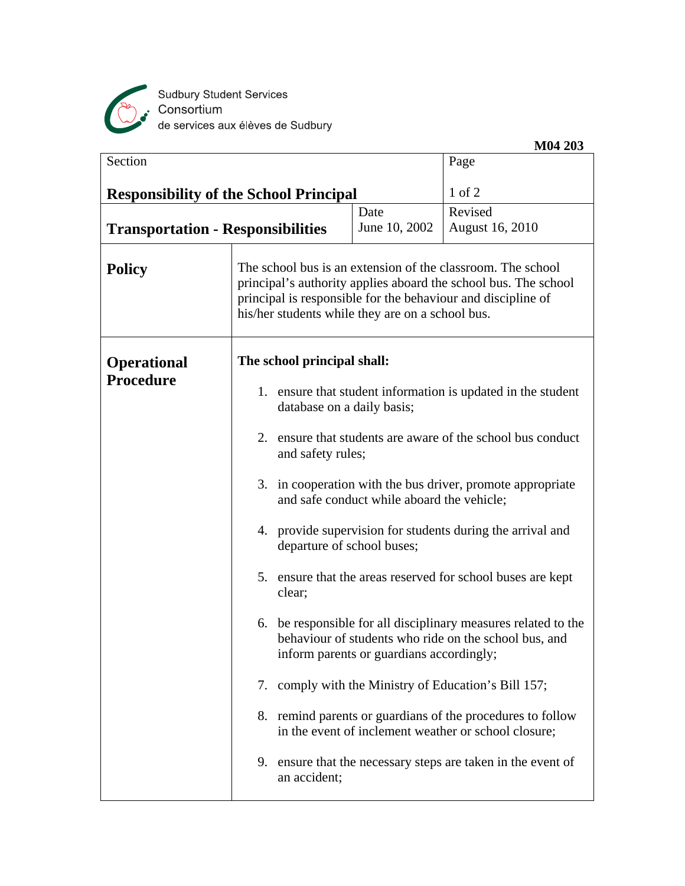Sudbury Student Services Consortium
de services aux élèves de Sudbury

**M04 203**

| Section | | | Page |
|---|---|---|---|
| **Responsibility of the School Principal** | | | 1 of 2 |
| **Transportation - Responsibilities** | | Date June 10, 2002 | Revised August 16, 2010 |

## Policy

The school bus is an extension of the classroom. The school principal's authority applies aboard the school bus. The school principal is responsible for the behaviour and discipline of his/her students while they are on a school bus.

## Operational Procedure

**The school principal shall:**

1. ensure that student information is updated in the student database on a daily basis;

2. ensure that students are aware of the school bus conduct and safety rules;

3. in cooperation with the bus driver, promote appropriate and safe conduct while aboard the vehicle;

4. provide supervision for students during the arrival and departure of school buses;

5. ensure that the areas reserved for school buses are kept clear;

6. be responsible for all disciplinary measures related to the behaviour of students who ride on the school bus, and inform parents or guardians accordingly;

7. comply with the Ministry of Education's Bill 157;

8. remind parents or guardians of the procedures to follow in the event of inclement weather or school closure;

9. ensure that the necessary steps are taken in the event of an accident;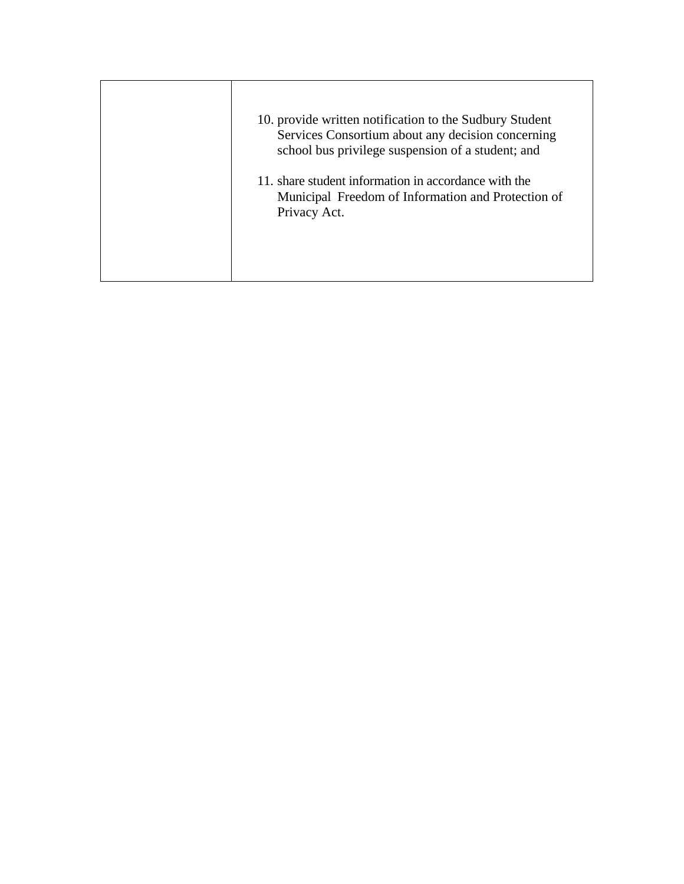| | |
|---|---|
| | 10. provide written notification to the Sudbury Student Services Consortium about any decision concerning school bus privilege suspension of a student; and<br><br>11. share student information in accordance with the Municipal Freedom of Information and Protection of Privacy Act. |